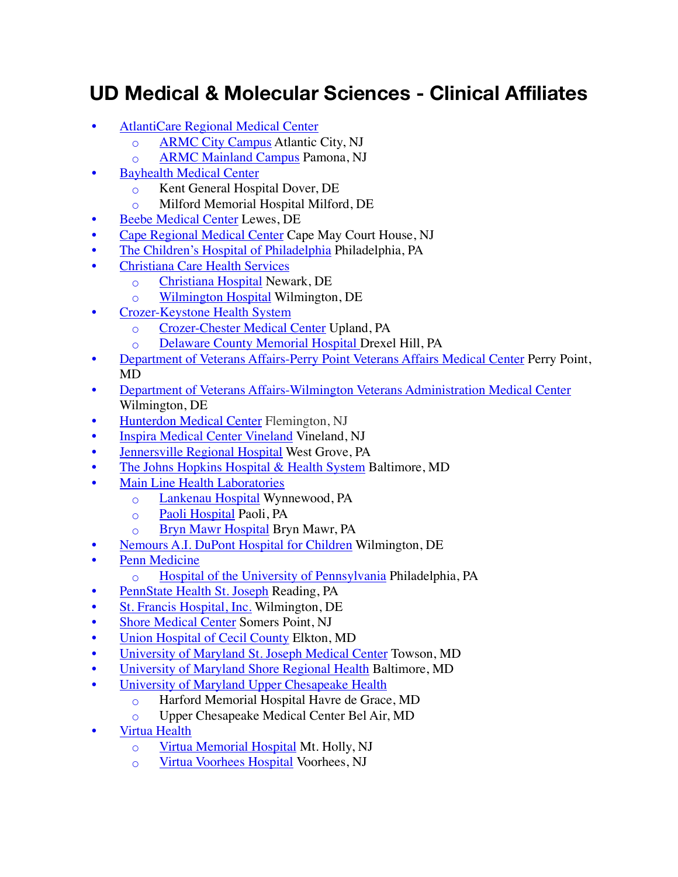# UD Medical & Molecular Sciences - Clinical Affiliates

- AtlantiCare Regional Medical Center
  - ARMC City Campus Atlantic City, NJ
  - ARMC Mainland Campus Pamona, NJ
- Bayhealth Medical Center
  - Kent General Hospital Dover, DE
  - Milford Memorial Hospital Milford, DE
- Beebe Medical Center Lewes, DE
- Cape Regional Medical Center Cape May Court House, NJ
- The Children's Hospital of Philadelphia Philadelphia, PA
- Christiana Care Health Services
  - Christiana Hospital Newark, DE
  - Wilmington Hospital Wilmington, DE
- Crozer-Keystone Health System
  - Crozer-Chester Medical Center Upland, PA
  - Delaware County Memorial Hospital Drexel Hill, PA
- Department of Veterans Affairs-Perry Point Veterans Affairs Medical Center Perry Point, MD
- Department of Veterans Affairs-Wilmington Veterans Administration Medical Center Wilmington, DE
- Hunterdon Medical Center Flemington, NJ
- Inspira Medical Center Vineland Vineland, NJ
- Jennersville Regional Hospital West Grove, PA
- The Johns Hopkins Hospital & Health System Baltimore, MD
- Main Line Health Laboratories
  - Lankenau Hospital Wynnewood, PA
  - Paoli Hospital Paoli, PA
  - Bryn Mawr Hospital Bryn Mawr, PA
- Nemours A.I. DuPont Hospital for Children Wilmington, DE
- Penn Medicine
  - Hospital of the University of Pennsylvania Philadelphia, PA
- PennState Health St. Joseph Reading, PA
- St. Francis Hospital, Inc. Wilmington, DE
- Shore Medical Center Somers Point, NJ
- Union Hospital of Cecil County Elkton, MD
- University of Maryland St. Joseph Medical Center Towson, MD
- University of Maryland Shore Regional Health Baltimore, MD
- University of Maryland Upper Chesapeake Health
  - Harford Memorial Hospital Havre de Grace, MD
  - Upper Chesapeake Medical Center Bel Air, MD
- Virtua Health
  - Virtua Memorial Hospital Mt. Holly, NJ
  - Virtua Voorhees Hospital Voorhees, NJ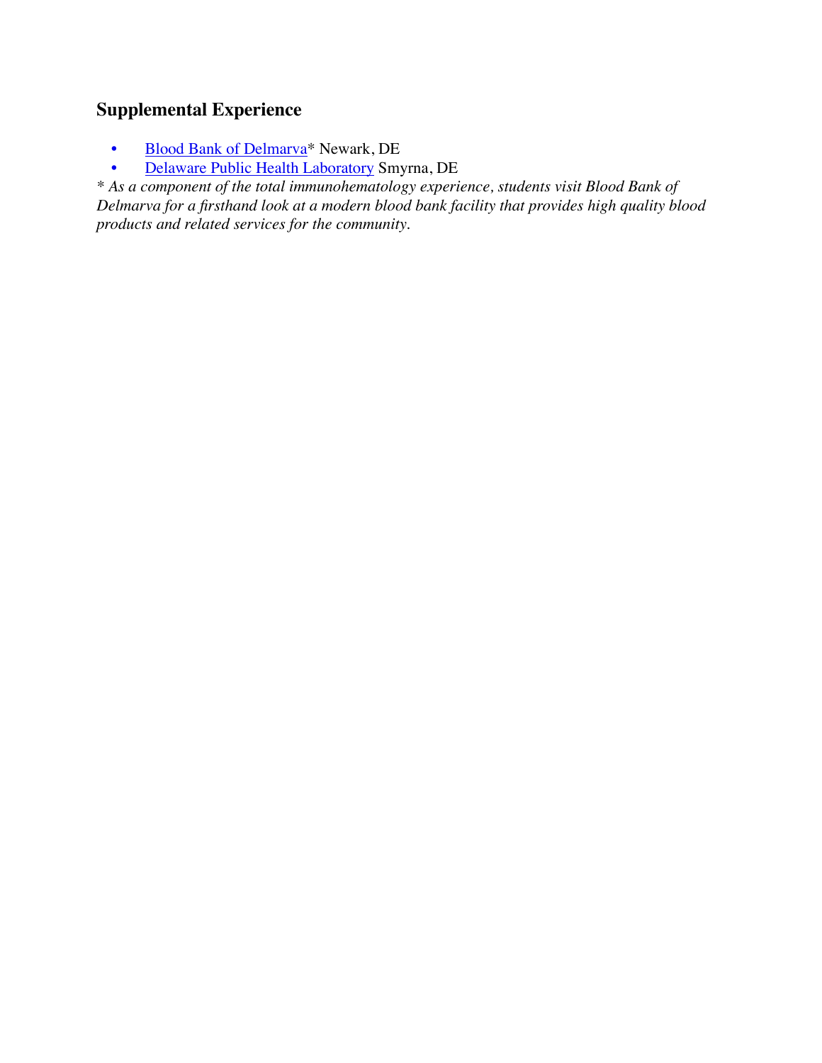## Supplemental Experience

- Blood Bank of Delmarva* Newark, DE
- Delaware Public Health Laboratory Smyrna, DE

*\* As a component of the total immunohematology experience, students visit Blood Bank of Delmarva for a firsthand look at a modern blood bank facility that provides high quality blood products and related services for the community.*